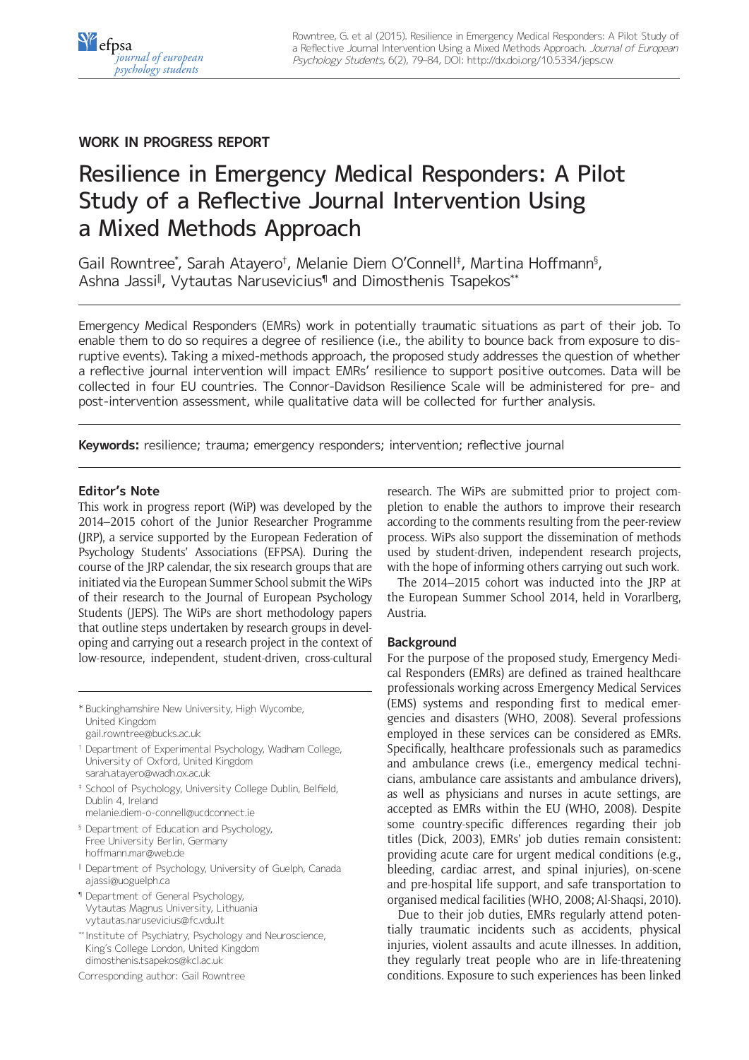WORK IN PROGRESS REPORT

# Resilience in Emergency Medical Responders: A Pilot Study of a Reflective Journal Intervention Using a Mixed Methods Approach

Gail Rowntree[*], Sarah Atayero[†], Melanie Diem O'Connell[‡], Martina Hoffmann[§], Ashna Jassi[‖], Vytautas Narusevicius[¶] and Dimosthenis Tsapekos[**]

Emergency Medical Responders (EMRs) work in potentially traumatic situations as part of their job. To enable them to do so requires a degree of resilience (i.e., the ability to bounce back from exposure to disruptive events). Taking a mixed-methods approach, the proposed study addresses the question of whether a reflective journal intervention will impact EMRs' resilience to support positive outcomes. Data will be collected in four EU countries. The Connor-Davidson Resilience Scale will be administered for pre- and post-intervention assessment, while qualitative data will be collected for further analysis.

**Keywords:** resilience; trauma; emergency responders; intervention; reflective journal

### Editor's Note

This work in progress report (WiP) was developed by the 2014–2015 cohort of the Junior Researcher Programme (JRP), a service supported by the European Federation of Psychology Students' Associations (EFPSA). During the course of the JRP calendar, the six research groups that are initiated via the European Summer School submit the WiPs of their research to the Journal of European Psychology Students (JEPS). The WiPs are short methodology papers that outline steps undertaken by research groups in developing and carrying out a research project in the context of low-resource, independent, student-driven, cross-cultural research. The WiPs are submitted prior to project completion to enable the authors to improve their research according to the comments resulting from the peer-review process. WiPs also support the dissemination of methods used by student-driven, independent research projects, with the hope of informing others carrying out such work.

The 2014–2015 cohort was inducted into the JRP at the European Summer School 2014, held in Vorarlberg, Austria.

[*] Buckinghamshire New University, High Wycombe, United Kingdom
gail.rowntree@bucks.ac.uk

[†] Department of Experimental Psychology, Wadham College, University of Oxford, United Kingdom
sarah.atayero@wadh.ox.ac.uk

[‡] School of Psychology, University College Dublin, Belfield, Dublin 4, Ireland
melanie.diem-o-connell@ucdconnect.ie

[§] Department of Education and Psychology, Free University Berlin, Germany
hoffmann.mar@web.de

[‖] Department of Psychology, University of Guelph, Canada
ajassi@uoguelph.ca

[¶] Department of General Psychology, Vytautas Magnus University, Lithuania
vytautas.narusevicius@fc.vdu.lt

[**] Institute of Psychiatry, Psychology and Neuroscience, King's College London, United Kingdom
dimosthenis.tsapekos@kcl.ac.uk

Corresponding author: Gail Rowntree

### Background

For the purpose of the proposed study, Emergency Medical Responders (EMRs) are defined as trained healthcare professionals working across Emergency Medical Services (EMS) systems and responding first to medical emergencies and disasters (WHO, 2008). Several professions employed in these services can be considered as EMRs. Specifically, healthcare professionals such as paramedics and ambulance crews (i.e., emergency medical technicians, ambulance care assistants and ambulance drivers), as well as physicians and nurses in acute settings, are accepted as EMRs within the EU (WHO, 2008). Despite some country-specific differences regarding their job titles (Dick, 2003), EMRs' job duties remain consistent: providing acute care for urgent medical conditions (e.g., bleeding, cardiac arrest, and spinal injuries), on-scene and pre-hospital life support, and safe transportation to organised medical facilities (WHO, 2008; Al-Shaqsi, 2010).

Due to their job duties, EMRs regularly attend potentially traumatic incidents such as accidents, physical injuries, violent assaults and acute illnesses. In addition, they regularly treat people who are in life-threatening conditions. Exposure to such experiences has been linked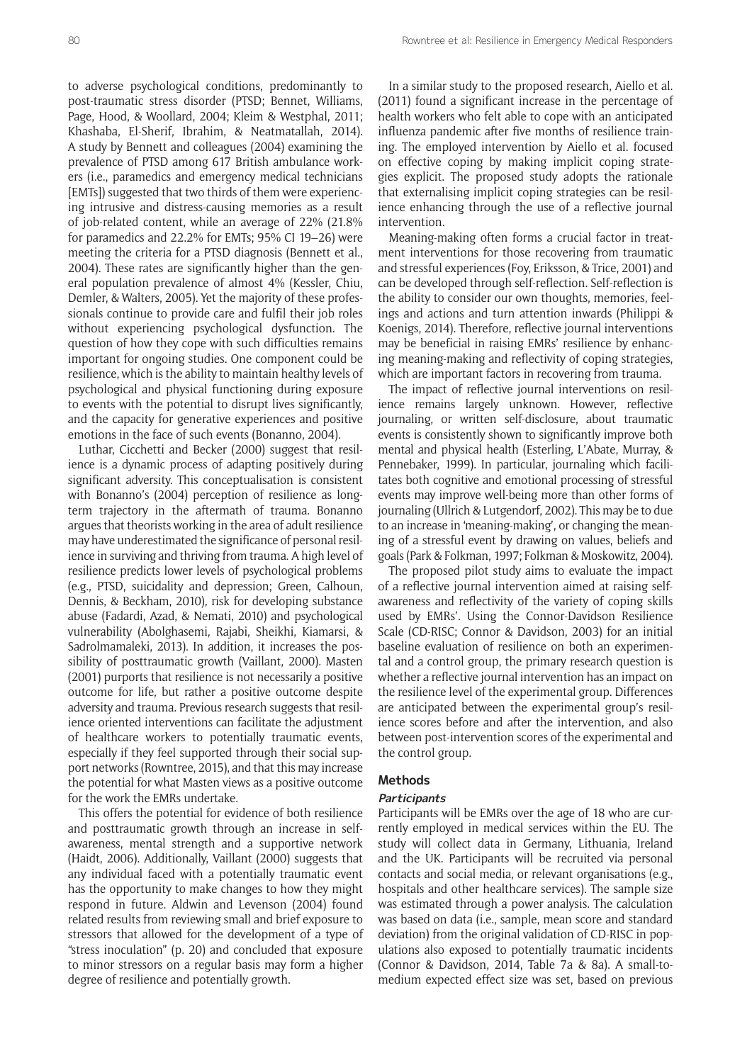to adverse psychological conditions, predominantly to post-traumatic stress disorder (PTSD; Bennet, Williams, Page, Hood, & Woollard, 2004; Kleim & Westphal, 2011; Khashaba, El-Sherif, Ibrahim, & Neatmatallah, 2014). A study by Bennett and colleagues (2004) examining the prevalence of PTSD among 617 British ambulance workers (i.e., paramedics and emergency medical technicians [EMTs]) suggested that two thirds of them were experiencing intrusive and distress-causing memories as a result of job-related content, while an average of 22% (21.8% for paramedics and 22.2% for EMTs; 95% CI 19–26) were meeting the criteria for a PTSD diagnosis (Bennett et al., 2004). These rates are significantly higher than the general population prevalence of almost 4% (Kessler, Chiu, Demler, & Walters, 2005). Yet the majority of these professionals continue to provide care and fulfil their job roles without experiencing psychological dysfunction. The question of how they cope with such difficulties remains important for ongoing studies. One component could be resilience, which is the ability to maintain healthy levels of psychological and physical functioning during exposure to events with the potential to disrupt lives significantly, and the capacity for generative experiences and positive emotions in the face of such events (Bonanno, 2004).

Luthar, Cicchetti and Becker (2000) suggest that resilience is a dynamic process of adapting positively during significant adversity. This conceptualisation is consistent with Bonanno's (2004) perception of resilience as long-term trajectory in the aftermath of trauma. Bonanno argues that theorists working in the area of adult resilience may have underestimated the significance of personal resilience in surviving and thriving from trauma. A high level of resilience predicts lower levels of psychological problems (e.g., PTSD, suicidality and depression; Green, Calhoun, Dennis, & Beckham, 2010), risk for developing substance abuse (Fadardi, Azad, & Nemati, 2010) and psychological vulnerability (Abolghasemi, Rajabi, Sheikhi, Kiamarsi, & Sadrolmamaleki, 2013). In addition, it increases the possibility of posttraumatic growth (Vaillant, 2000). Masten (2001) purports that resilience is not necessarily a positive outcome for life, but rather a positive outcome despite adversity and trauma. Previous research suggests that resilience oriented interventions can facilitate the adjustment of healthcare workers to potentially traumatic events, especially if they feel supported through their social support networks (Rowntree, 2015), and that this may increase the potential for what Masten views as a positive outcome for the work the EMRs undertake.

This offers the potential for evidence of both resilience and posttraumatic growth through an increase in self-awareness, mental strength and a supportive network (Haidt, 2006). Additionally, Vaillant (2000) suggests that any individual faced with a potentially traumatic event has the opportunity to make changes to how they might respond in future. Aldwin and Levenson (2004) found related results from reviewing small and brief exposure to stressors that allowed for the development of a type of "stress inoculation" (p. 20) and concluded that exposure to minor stressors on a regular basis may form a higher degree of resilience and potentially growth.

In a similar study to the proposed research, Aiello et al. (2011) found a significant increase in the percentage of health workers who felt able to cope with an anticipated influenza pandemic after five months of resilience training. The employed intervention by Aiello et al. focused on effective coping by making implicit coping strategies explicit. The proposed study adopts the rationale that externalising implicit coping strategies can be resilience enhancing through the use of a reflective journal intervention.

Meaning-making often forms a crucial factor in treatment interventions for those recovering from traumatic and stressful experiences (Foy, Eriksson, & Trice, 2001) and can be developed through self-reflection. Self-reflection is the ability to consider our own thoughts, memories, feelings and actions and turn attention inwards (Philippi & Koenigs, 2014). Therefore, reflective journal interventions may be beneficial in raising EMRs' resilience by enhancing meaning-making and reflectivity of coping strategies, which are important factors in recovering from trauma.

The impact of reflective journal interventions on resilience remains largely unknown. However, reflective journaling, or written self-disclosure, about traumatic events is consistently shown to significantly improve both mental and physical health (Esterling, L'Abate, Murray, & Pennebaker, 1999). In particular, journaling which facilitates both cognitive and emotional processing of stressful events may improve well-being more than other forms of journaling (Ullrich & Lutgendorf, 2002). This may be to due to an increase in 'meaning-making', or changing the meaning of a stressful event by drawing on values, beliefs and goals (Park & Folkman, 1997; Folkman & Moskowitz, 2004).

The proposed pilot study aims to evaluate the impact of a reflective journal intervention aimed at raising self-awareness and reflectivity of the variety of coping skills used by EMRs'. Using the Connor-Davidson Resilience Scale (CD-RISC; Connor & Davidson, 2003) for an initial baseline evaluation of resilience on both an experimental and a control group, the primary research question is whether a reflective journal intervention has an impact on the resilience level of the experimental group. Differences are anticipated between the experimental group's resilience scores before and after the intervention, and also between post-intervention scores of the experimental and the control group.

## Methods

### *Participants*

Participants will be EMRs over the age of 18 who are currently employed in medical services within the EU. The study will collect data in Germany, Lithuania, Ireland and the UK. Participants will be recruited via personal contacts and social media, or relevant organisations (e.g., hospitals and other healthcare services). The sample size was estimated through a power analysis. The calculation was based on data (i.e., sample, mean score and standard deviation) from the original validation of CD-RISC in populations also exposed to potentially traumatic incidents (Connor & Davidson, 2014, Table 7a & 8a). A small-to-medium expected effect size was set, based on previous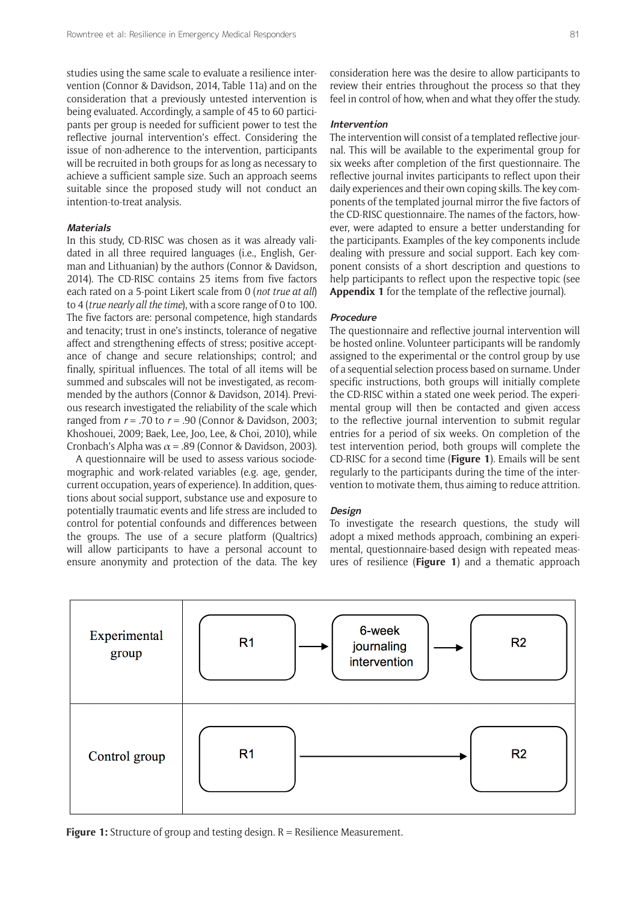studies using the same scale to evaluate a resilience intervention (Connor & Davidson, 2014, Table 11a) and on the consideration that a previously untested intervention is being evaluated. Accordingly, a sample of 45 to 60 participants per group is needed for sufficient power to test the reflective journal intervention's effect. Considering the issue of non-adherence to the intervention, participants will be recruited in both groups for as long as necessary to achieve a sufficient sample size. Such an approach seems suitable since the proposed study will not conduct an intention-to-treat analysis.

### Materials

In this study, CD-RISC was chosen as it was already validated in all three required languages (i.e., English, German and Lithuanian) by the authors (Connor & Davidson, 2014). The CD-RISC contains 25 items from five factors each rated on a 5-point Likert scale from 0 (*not true at all*) to 4 (*true nearly all the time*), with a score range of 0 to 100. The five factors are: personal competence, high standards and tenacity; trust in one's instincts, tolerance of negative affect and strengthening effects of stress; positive acceptance of change and secure relationships; control; and finally, spiritual influences. The total of all items will be summed and subscales will not be investigated, as recommended by the authors (Connor & Davidson, 2014). Previous research investigated the reliability of the scale which ranged from $r = .70$ to $r = .90$ (Connor & Davidson, 2003; Khoshouei, 2009; Baek, Lee, Joo, Lee, & Choi, 2010), while Cronbach's Alpha was $\alpha = .89$ (Connor & Davidson, 2003).

A questionnaire will be used to assess various sociodemographic and work-related variables (e.g. age, gender, current occupation, years of experience). In addition, questions about social support, substance use and exposure to potentially traumatic events and life stress are included to control for potential confounds and differences between the groups. The use of a secure platform (Qualtrics) will allow participants to have a personal account to ensure anonymity and protection of the data. The key consideration here was the desire to allow participants to review their entries throughout the process so that they feel in control of how, when and what they offer the study.

### Intervention

The intervention will consist of a templated reflective journal. This will be available to the experimental group for six weeks after completion of the first questionnaire. The reflective journal invites participants to reflect upon their daily experiences and their own coping skills. The key components of the templated journal mirror the five factors of the CD-RISC questionnaire. The names of the factors, however, were adapted to ensure a better understanding for the participants. Examples of the key components include dealing with pressure and social support. Each key component consists of a short description and questions to help participants to reflect upon the respective topic (see **Appendix 1** for the template of the reflective journal).

### Procedure

The questionnaire and reflective journal intervention will be hosted online. Volunteer participants will be randomly assigned to the experimental or the control group by use of a sequential selection process based on surname. Under specific instructions, both groups will initially complete the CD-RISC within a stated one week period. The experimental group will then be contacted and given access to the reflective journal intervention to submit regular entries for a period of six weeks. On completion of the test intervention period, both groups will complete the CD-RISC for a second time (**Figure 1**). Emails will be sent regularly to the participants during the time of the intervention to motivate them, thus aiming to reduce attrition.

### Design

To investigate the research questions, the study will adopt a mixed methods approach, combining an experimental, questionnaire-based design with repeated measures of resilience (**Figure 1**) and a thematic approach

| | | | |
|---|---|---|---|
| Experimental group | R1 → | 6-week journaling intervention → | R2 |
| Control group | R1 → | | R2 |

**Figure 1:** Structure of group and testing design. R = Resilience Measurement.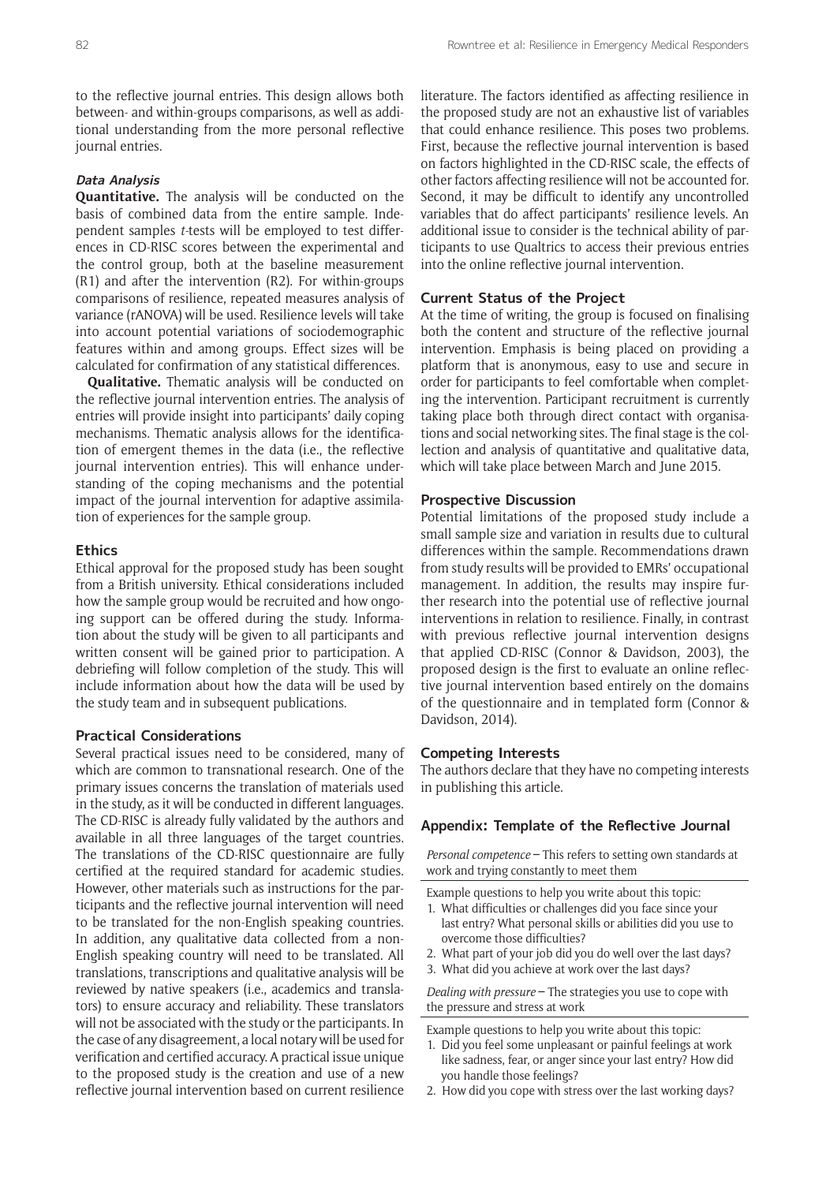to the reflective journal entries. This design allows both between- and within-groups comparisons, as well as additional understanding from the more personal reflective journal entries.

#### *Data Analysis*

**Quantitative.** The analysis will be conducted on the basis of combined data from the entire sample. Independent samples *t*-tests will be employed to test differences in CD-RISC scores between the experimental and the control group, both at the baseline measurement (R1) and after the intervention (R2). For within-groups comparisons of resilience, repeated measures analysis of variance (rANOVA) will be used. Resilience levels will take into account potential variations of sociodemographic features within and among groups. Effect sizes will be calculated for confirmation of any statistical differences.

**Qualitative.** Thematic analysis will be conducted on the reflective journal intervention entries. The analysis of entries will provide insight into participants' daily coping mechanisms. Thematic analysis allows for the identification of emergent themes in the data (i.e., the reflective journal intervention entries). This will enhance understanding of the coping mechanisms and the potential impact of the journal intervention for adaptive assimilation of experiences for the sample group.

### Ethics

Ethical approval for the proposed study has been sought from a British university. Ethical considerations included how the sample group would be recruited and how ongoing support can be offered during the study. Information about the study will be given to all participants and written consent will be gained prior to participation. A debriefing will follow completion of the study. This will include information about how the data will be used by the study team and in subsequent publications.

### Practical Considerations

Several practical issues need to be considered, many of which are common to transnational research. One of the primary issues concerns the translation of materials used in the study, as it will be conducted in different languages. The CD-RISC is already fully validated by the authors and available in all three languages of the target countries. The translations of the CD-RISC questionnaire are fully certified at the required standard for academic studies. However, other materials such as instructions for the participants and the reflective journal intervention will need to be translated for the non-English speaking countries. In addition, any qualitative data collected from a non-English speaking country will need to be translated. All translations, transcriptions and qualitative analysis will be reviewed by native speakers (i.e., academics and translators) to ensure accuracy and reliability. These translators will not be associated with the study or the participants. In the case of any disagreement, a local notary will be used for verification and certified accuracy. A practical issue unique to the proposed study is the creation and use of a new reflective journal intervention based on current resilience literature. The factors identified as affecting resilience in the proposed study are not an exhaustive list of variables that could enhance resilience. This poses two problems. First, because the reflective journal intervention is based on factors highlighted in the CD-RISC scale, the effects of other factors affecting resilience will not be accounted for. Second, it may be difficult to identify any uncontrolled variables that do affect participants' resilience levels. An additional issue to consider is the technical ability of participants to use Qualtrics to access their previous entries into the online reflective journal intervention.

### Current Status of the Project

At the time of writing, the group is focused on finalising both the content and structure of the reflective journal intervention. Emphasis is being placed on providing a platform that is anonymous, easy to use and secure in order for participants to feel comfortable when completing the intervention. Participant recruitment is currently taking place both through direct contact with organisations and social networking sites. The final stage is the collection and analysis of quantitative and qualitative data, which will take place between March and June 2015.

### Prospective Discussion

Potential limitations of the proposed study include a small sample size and variation in results due to cultural differences within the sample. Recommendations drawn from study results will be provided to EMRs' occupational management. In addition, the results may inspire further research into the potential use of reflective journal interventions in relation to resilience. Finally, in contrast with previous reflective journal intervention designs that applied CD-RISC (Connor & Davidson, 2003), the proposed design is the first to evaluate an online reflective journal intervention based entirely on the domains of the questionnaire and in templated form (Connor & Davidson, 2014).

### Competing Interests

The authors declare that they have no competing interests in publishing this article.

### Appendix: Template of the Reflective Journal

*Personal competence* – This refers to setting own standards at work and trying constantly to meet them

Example questions to help you write about this topic:

1. What difficulties or challenges did you face since your last entry? What personal skills or abilities did you use to overcome those difficulties?
2. What part of your job did you do well over the last days?
3. What did you achieve at work over the last days?

*Dealing with pressure* – The strategies you use to cope with the pressure and stress at work

Example questions to help you write about this topic:

1. Did you feel some unpleasant or painful feelings at work like sadness, fear, or anger since your last entry? How did you handle those feelings?
2. How did you cope with stress over the last working days?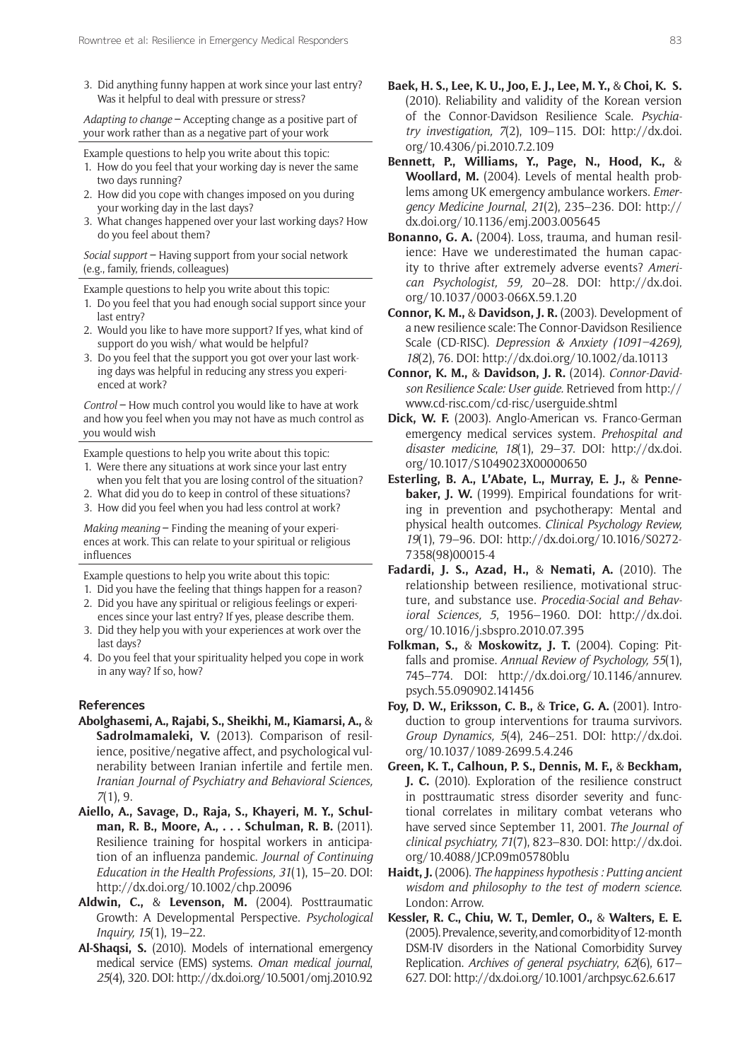3. Did anything funny happen at work since your last entry? Was it helpful to deal with pressure or stress?

*Adapting to change* – Accepting change as a positive part of your work rather than as a negative part of your work

Example questions to help you write about this topic:
1. How do you feel that your working day is never the same two days running?
2. How did you cope with changes imposed on you during your working day in the last days?
3. What changes happened over your last working days? How do you feel about them?

*Social support* – Having support from your social network (e.g., family, friends, colleagues)

Example questions to help you write about this topic:
1. Do you feel that you had enough social support since your last entry?
2. Would you like to have more support? If yes, what kind of support do you wish/ what would be helpful?
3. Do you feel that the support you got over your last working days was helpful in reducing any stress you experienced at work?

*Control* – How much control you would like to have at work and how you feel when you may not have as much control as you would wish

Example questions to help you write about this topic:
1. Were there any situations at work since your last entry when you felt that you are losing control of the situation?
2. What did you do to keep in control of these situations?
3. How did you feel when you had less control at work?

*Making meaning* – Finding the meaning of your experiences at work. This can relate to your spiritual or religious influences

Example questions to help you write about this topic:
1. Did you have the feeling that things happen for a reason?
2. Did you have any spiritual or religious feelings or experiences since your last entry? If yes, please describe them.
3. Did they help you with your experiences at work over the last days?
4. Do you feel that your spirituality helped you cope in work in any way? If so, how?

## References

**Abolghasemi, A., Rajabi, S., Sheikhi, M., Kiamarsi, A.,** & **Sadrolmamaleki, V.** (2013). Comparison of resilience, positive/negative affect, and psychological vulnerability between Iranian infertile and fertile men. *Iranian Journal of Psychiatry and Behavioral Sciences, 7*(1), 9.

**Aiello, A., Savage, D., Raja, S., Khayeri, M. Y., Schulman, R. B., Moore, A., . . . Schulman, R. B.** (2011). Resilience training for hospital workers in anticipation of an influenza pandemic. *Journal of Continuing Education in the Health Professions, 31*(1), 15–20. DOI: http://dx.doi.org/10.1002/chp.20096

**Aldwin, C.,** & **Levenson, M.** (2004). Posttraumatic Growth: A Developmental Perspective. *Psychological Inquiry, 15*(1), 19–22.

**Al-Shaqsi, S.** (2010). Models of international emergency medical service (EMS) systems. *Oman medical journal, 25*(4), 320. DOI: http://dx.doi.org/10.5001/omj.2010.92

**Baek, H. S., Lee, K. U., Joo, E. J., Lee, M. Y.,** & **Choi, K. S.** (2010). Reliability and validity of the Korean version of the Connor-Davidson Resilience Scale. *Psychiatry investigation, 7*(2), 109–115. DOI: http://dx.doi.org/10.4306/pi.2010.7.2.109

**Bennett, P., Williams, Y., Page, N., Hood, K.,** & **Woollard, M.** (2004). Levels of mental health problems among UK emergency ambulance workers. *Emergency Medicine Journal, 21*(2), 235–236. DOI: http://dx.doi.org/10.1136/emj.2003.005645

**Bonanno, G. A.** (2004). Loss, trauma, and human resilience: Have we underestimated the human capacity to thrive after extremely adverse events? *American Psychologist, 59*, 20–28. DOI: http://dx.doi.org/10.1037/0003-066X.59.1.20

**Connor, K. M.,** & **Davidson, J. R.** (2003). Development of a new resilience scale: The Connor-Davidson Resilience Scale (CD-RISC). *Depression & Anxiety (1091–4269), 18*(2), 76. DOI: http://dx.doi.org/10.1002/da.10113

**Connor, K. M.,** & **Davidson, J. R.** (2014). *Connor-Davidson Resilience Scale: User guide*. Retrieved from http://www.cd-risc.com/cd-risc/userguide.shtml

**Dick, W. F.** (2003). Anglo-American vs. Franco-German emergency medical services system. *Prehospital and disaster medicine, 18*(1), 29–37. DOI: http://dx.doi.org/10.1017/S1049023X00000650

**Esterling, B. A., L'Abate, L., Murray, E. J.,** & **Pennebaker, J. W.** (1999). Empirical foundations for writing in prevention and psychotherapy: Mental and physical health outcomes. *Clinical Psychology Review, 19*(1), 79–96. DOI: http://dx.doi.org/10.1016/S0272-7358(98)00015-4

**Fadardi, J. S., Azad, H.,** & **Nemati, A.** (2010). The relationship between resilience, motivational structure, and substance use. *Procedia-Social and Behavioral Sciences, 5*, 1956–1960. DOI: http://dx.doi.org/10.1016/j.sbspro.2010.07.395

**Folkman, S.,** & **Moskowitz, J. T.** (2004). Coping: Pitfalls and promise. *Annual Review of Psychology, 55*(1), 745–774. DOI: http://dx.doi.org/10.1146/annurev.psych.55.090902.141456

**Foy, D. W., Eriksson, C. B.,** & **Trice, G. A.** (2001). Introduction to group interventions for trauma survivors. *Group Dynamics, 5*(4), 246–251. DOI: http://dx.doi.org/10.1037/1089-2699.5.4.246

**Green, K. T., Calhoun, P. S., Dennis, M. F.,** & **Beckham, J. C.** (2010). Exploration of the resilience construct in posttraumatic stress disorder severity and functional correlates in military combat veterans who have served since September 11, 2001. *The Journal of clinical psychiatry, 71*(7), 823–830. DOI: http://dx.doi.org/10.4088/JCP.09m05780blu

**Haidt, J.** (2006). *The happiness hypothesis : Putting ancient wisdom and philosophy to the test of modern science.* London: Arrow.

**Kessler, R. C., Chiu, W. T., Demler, O.,** & **Walters, E. E.** (2005). Prevalence, severity, and comorbidity of 12-month DSM-IV disorders in the National Comorbidity Survey Replication. *Archives of general psychiatry, 62*(6), 617–627. DOI: http://dx.doi.org/10.1001/archpsyc.62.6.617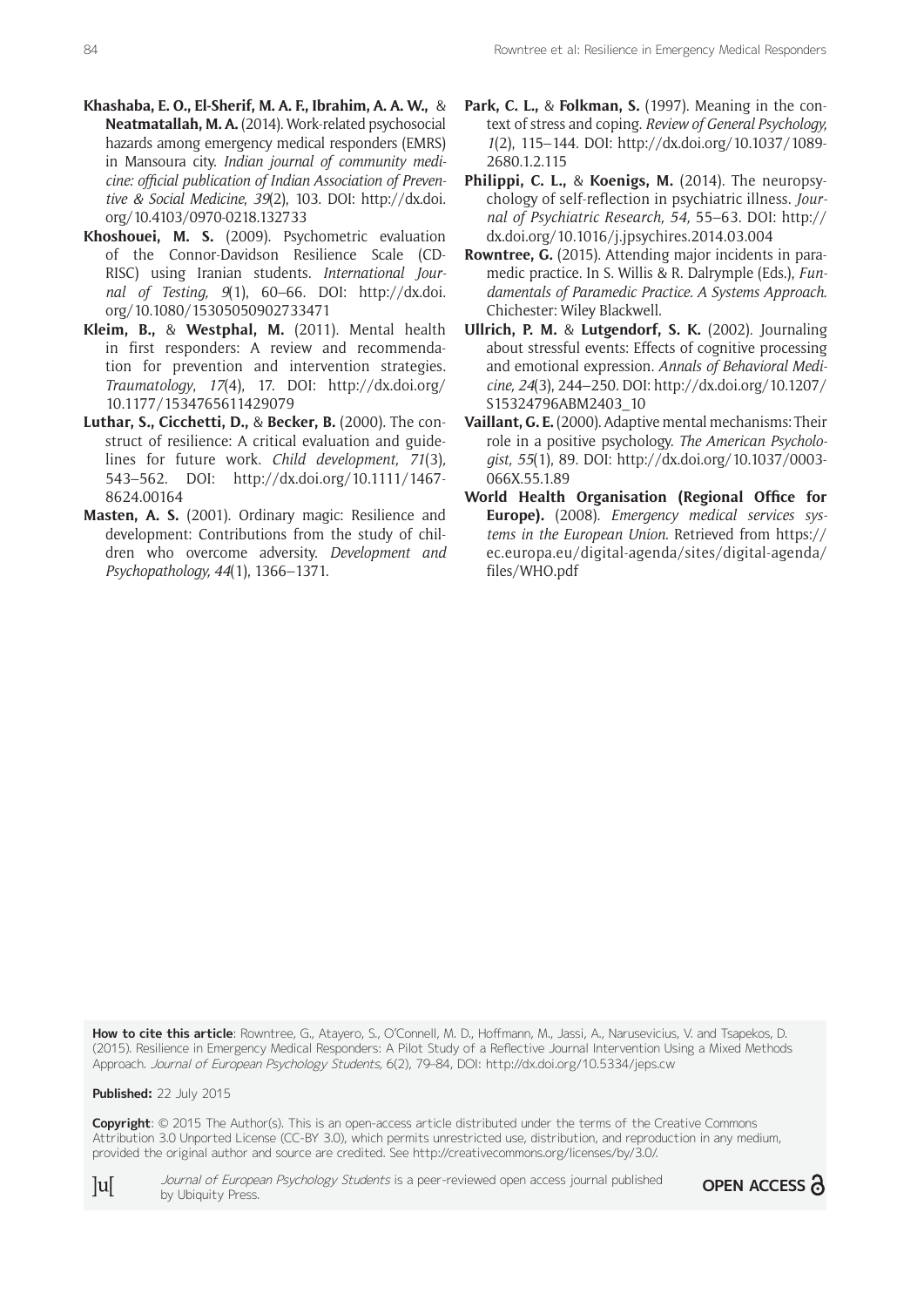**Khashaba, E. O., El-Sherif, M. A. F., Ibrahim, A. A. W.,** & **Neatmatallah, M. A.** (2014). Work-related psychosocial hazards among emergency medical responders (EMRS) in Mansoura city. *Indian journal of community medicine: official publication of Indian Association of Preventive & Social Medicine*, *39*(2), 103. DOI: http://dx.doi.org/10.4103/0970-0218.132733

**Khoshouei, M. S.** (2009). Psychometric evaluation of the Connor-Davidson Resilience Scale (CD-RISC) using Iranian students. *International Journal of Testing, 9*(1), 60–66. DOI: http://dx.doi.org/10.1080/15305050902733471

**Kleim, B.,** & **Westphal, M.** (2011). Mental health in first responders: A review and recommendation for prevention and intervention strategies. *Traumatology*, *17*(4), 17. DOI: http://dx.doi.org/10.1177/1534765611429079

**Luthar, S., Cicchetti, D.,** & **Becker, B.** (2000). The construct of resilience: A critical evaluation and guidelines for future work. *Child development, 71*(3), 543–562. DOI: http://dx.doi.org/10.1111/1467-8624.00164

**Masten, A. S.** (2001). Ordinary magic: Resilience and development: Contributions from the study of children who overcome adversity. *Development and Psychopathology, 44*(1), 1366–1371.

**Park, C. L.,** & **Folkman, S.** (1997). Meaning in the context of stress and coping. *Review of General Psychology, 1*(2), 115–144. DOI: http://dx.doi.org/10.1037/1089-2680.1.2.115

**Philippi, C. L.,** & **Koenigs, M.** (2014). The neuropsychology of self-reflection in psychiatric illness. *Journal of Psychiatric Research, 54,* 55–63. DOI: http://dx.doi.org/10.1016/j.jpsychires.2014.03.004

**Rowntree, G.** (2015). Attending major incidents in paramedic practice. In S. Willis & R. Dalrymple (Eds.), *Fundamentals of Paramedic Practice. A Systems Approach.* Chichester: Wiley Blackwell.

**Ullrich, P. M.** & **Lutgendorf, S. K.** (2002). Journaling about stressful events: Effects of cognitive processing and emotional expression. *Annals of Behavioral Medicine, 24*(3), 244–250. DOI: http://dx.doi.org/10.1207/S15324796ABM2403_10

**Vaillant, G. E.** (2000). Adaptive mental mechanisms: Their role in a positive psychology. *The American Psychologist, 55*(1), 89. DOI: http://dx.doi.org/10.1037/0003-066X.55.1.89

**World Health Organisation (Regional Office for Europe).** (2008). *Emergency medical services systems in the European Union.* Retrieved from https://ec.europa.eu/digital-agenda/sites/digital-agenda/files/WHO.pdf

**How to cite this article**: Rowntree, G., Atayero, S., O'Connell, M. D., Hoffmann, M., Jassi, A., Narusevicius, V. and Tsapekos, D. (2015). Resilience in Emergency Medical Responders: A Pilot Study of a Reflective Journal Intervention Using a Mixed Methods Approach. *Journal of European Psychology Students,* 6(2), 79–84, DOI: http://dx.doi.org/10.5334/jeps.cw

**Published:** 22 July 2015

**Copyright**: © 2015 The Author(s). This is an open-access article distributed under the terms of the Creative Commons Attribution 3.0 Unported License (CC-BY 3.0), which permits unrestricted use, distribution, and reproduction in any medium, provided the original author and source are credited. See http://creativecommons.org/licenses/by/3.0/.

*Journal of European Psychology Students* is a peer-reviewed open access journal published by Ubiquity Press.

**OPEN ACCESS**